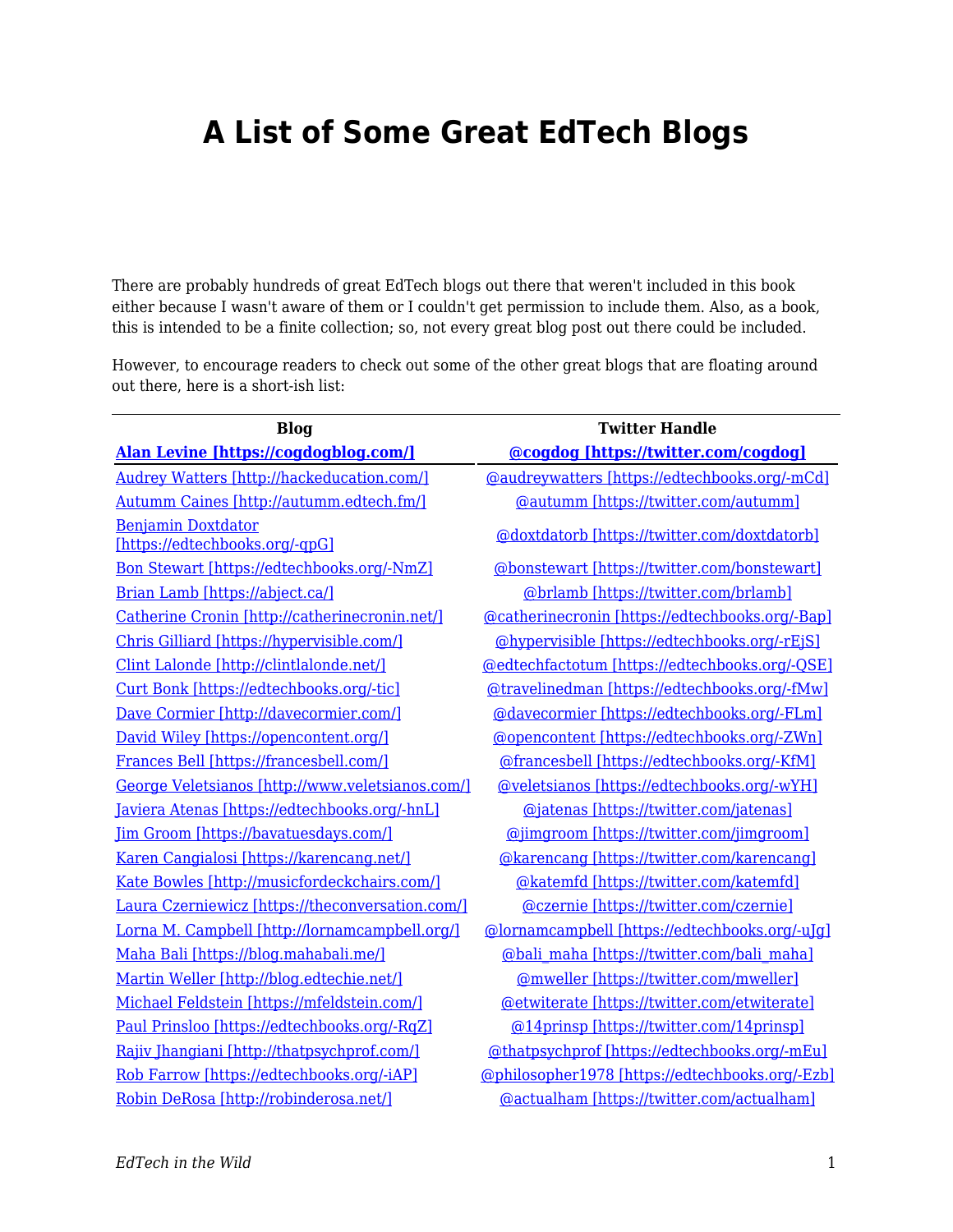# A List of Some Great EdTech Blogs

There are probably hundreds of great EdTech blogs out there that weren't included in this book either because I wasn't aware of them or I couldn't get permission to include them. Also, as a book, this is intended to be a finite collection; so, not every great blog post out there could be included.

However, to encourage readers to check out some of the other great blogs that are floating around out there, here is a short-ish list:

| Blog | Twitter Handle |
|---|---|
| **Alan Levine [https://cogdogblog.com/]** | **@cogdog [https://twitter.com/cogdog]** |
| Audrey Watters [http://hackeducation.com/] | @audreywatters [https://edtechbooks.org/-mCd] |
| Autumm Caines [http://autumm.edtech.fm/] | @autumm [https://twitter.com/autumm] |
| Benjamin Doxtdator [https://edtechbooks.org/-qpG] | @doxtdatorb [https://twitter.com/doxtdatorb] |
| Bon Stewart [https://edtechbooks.org/-NmZ] | @bonstewart [https://twitter.com/bonstewart] |
| Brian Lamb [https://abject.ca/] | @brlamb [https://twitter.com/brlamb] |
| Catherine Cronin [http://catherinecronin.net/] | @catherinecronin [https://edtechbooks.org/-Bap] |
| Chris Gilliard [https://hypervisible.com/] | @hypervisible [https://edtechbooks.org/-rEjS] |
| Clint Lalonde [http://clintlalonde.net/] | @edtechfactotum [https://edtechbooks.org/-QSE] |
| Curt Bonk [https://edtechbooks.org/-tic] | @travelinedman [https://edtechbooks.org/-fMw] |
| Dave Cormier [http://davecormier.com/] | @davecormier [https://edtechbooks.org/-FLm] |
| David Wiley [https://opencontent.org/] | @opencontent [https://edtechbooks.org/-ZWn] |
| Frances Bell [https://francesbell.com/] | @francesbell [https://edtechbooks.org/-KfM] |
| George Veletsianos [http://www.veletsianos.com/] | @veletsianos [https://edtechbooks.org/-wYH] |
| Javiera Atenas [https://edtechbooks.org/-hnL] | @jatenas [https://twitter.com/jatenas] |
| Jim Groom [https://bavatuesdays.com/] | @jimgroom [https://twitter.com/jimgroom] |
| Karen Cangialosi [https://karencang.net/] | @karencang [https://twitter.com/karencang] |
| Kate Bowles [http://musicfordeckchairs.com/] | @katemfd [https://twitter.com/katemfd] |
| Laura Czerniewicz [https://theconversation.com/] | @czernie [https://twitter.com/czernie] |
| Lorna M. Campbell [http://lornamcampbell.org/] | @lornamcampbell [https://edtechbooks.org/-uJg] |
| Maha Bali [https://blog.mahabali.me/] | @bali_maha [https://twitter.com/bali_maha] |
| Martin Weller [http://blog.edtechie.net/] | @mweller [https://twitter.com/mweller] |
| Michael Feldstein [https://mfeldstein.com/] | @etwiterate [https://twitter.com/etwiterate] |
| Paul Prinsloo [https://edtechbooks.org/-RqZ] | @14prinsp [https://twitter.com/14prinsp] |
| Rajiv Jhangiani [http://thatpsychprof.com/] | @thatpsychprof [https://edtechbooks.org/-mEu] |
| Rob Farrow [https://edtechbooks.org/-iAP] | @philosopher1978 [https://edtechbooks.org/-Ezb] |
| Robin DeRosa [http://robinderosa.net/] | @actualham [https://twitter.com/actualham] |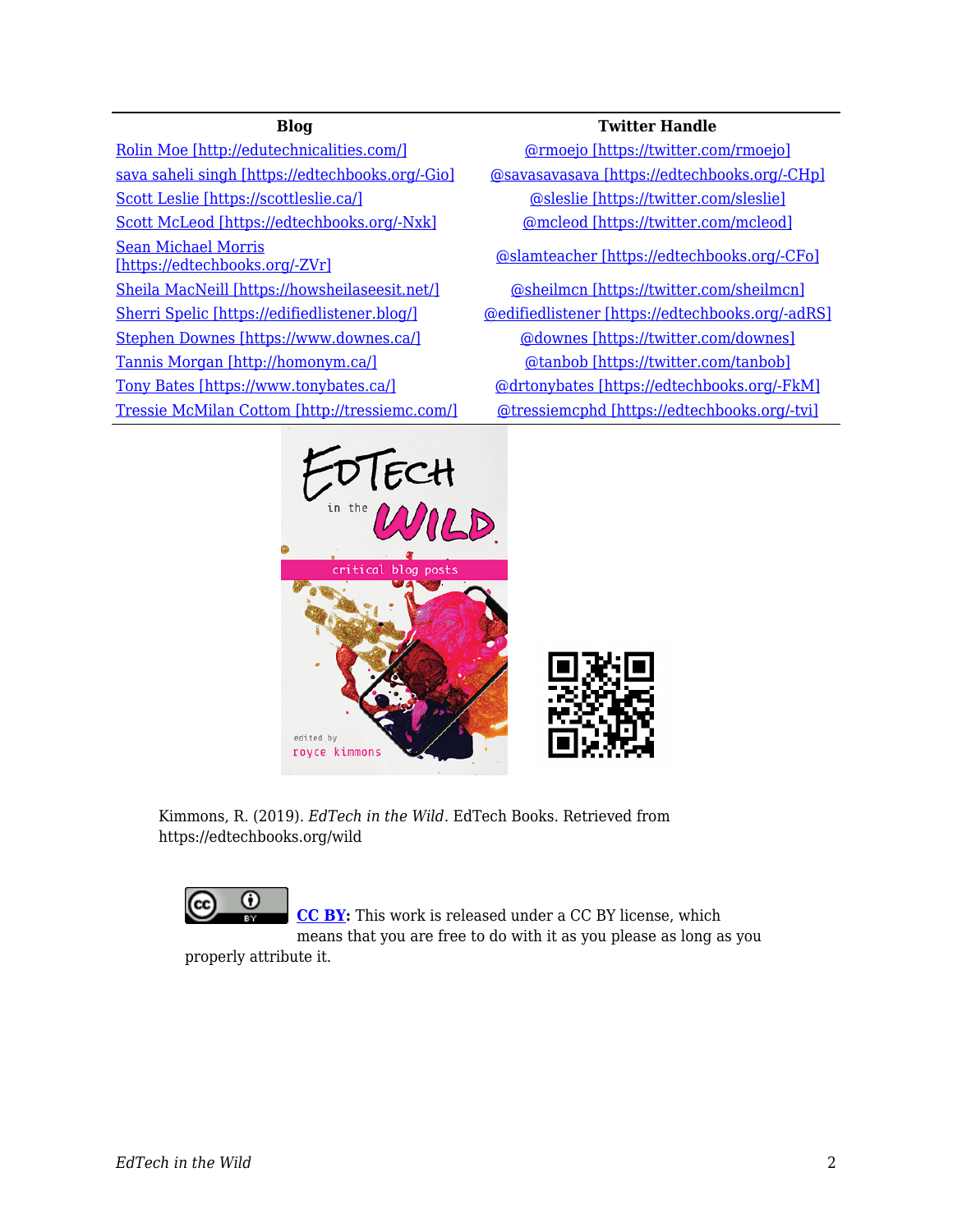| Blog | Twitter Handle |
| --- | --- |
| Rolin Moe [http://edutechnicalities.com/] | @rmoejo [https://twitter.com/rmoejo] |
| sava saheli singh [https://edtechbooks.org/-Gio] | @savasavasava [https://edtechbooks.org/-CHp] |
| Scott Leslie [https://scottleslie.ca/] | @sleslie [https://twitter.com/sleslie] |
| Scott McLeod [https://edtechbooks.org/-Nxk] | @mcleod [https://twitter.com/mcleod] |
| Sean Michael Morris [https://edtechbooks.org/-ZVr] | @slamteacher [https://edtechbooks.org/-CFo] |
| Sheila MacNeill [https://howsheilaseesit.net/] | @sheilmcn [https://twitter.com/sheilmcn] |
| Sherri Spelic [https://edifiedlistener.blog/] | @edifiedlistener [https://edtechbooks.org/-adRS] |
| Stephen Downes [https://www.downes.ca/] | @downes [https://twitter.com/downes] |
| Tannis Morgan [http://homonym.ca/] | @tanbob [https://twitter.com/tanbob] |
| Tony Bates [https://www.tonybates.ca/] | @drtonybates [https://edtechbooks.org/-FkM] |
| Tressie McMilan Cottom [http://tressiemc.com/] | @tressiemcphd [https://edtechbooks.org/-tvi] |

Kimmons, R. (2019). *EdTech in the Wild*. EdTech Books. Retrieved from https://edtechbooks.org/wild

**CC BY:** This work is released under a CC BY license, which means that you are free to do with it as you please as long as you properly attribute it.